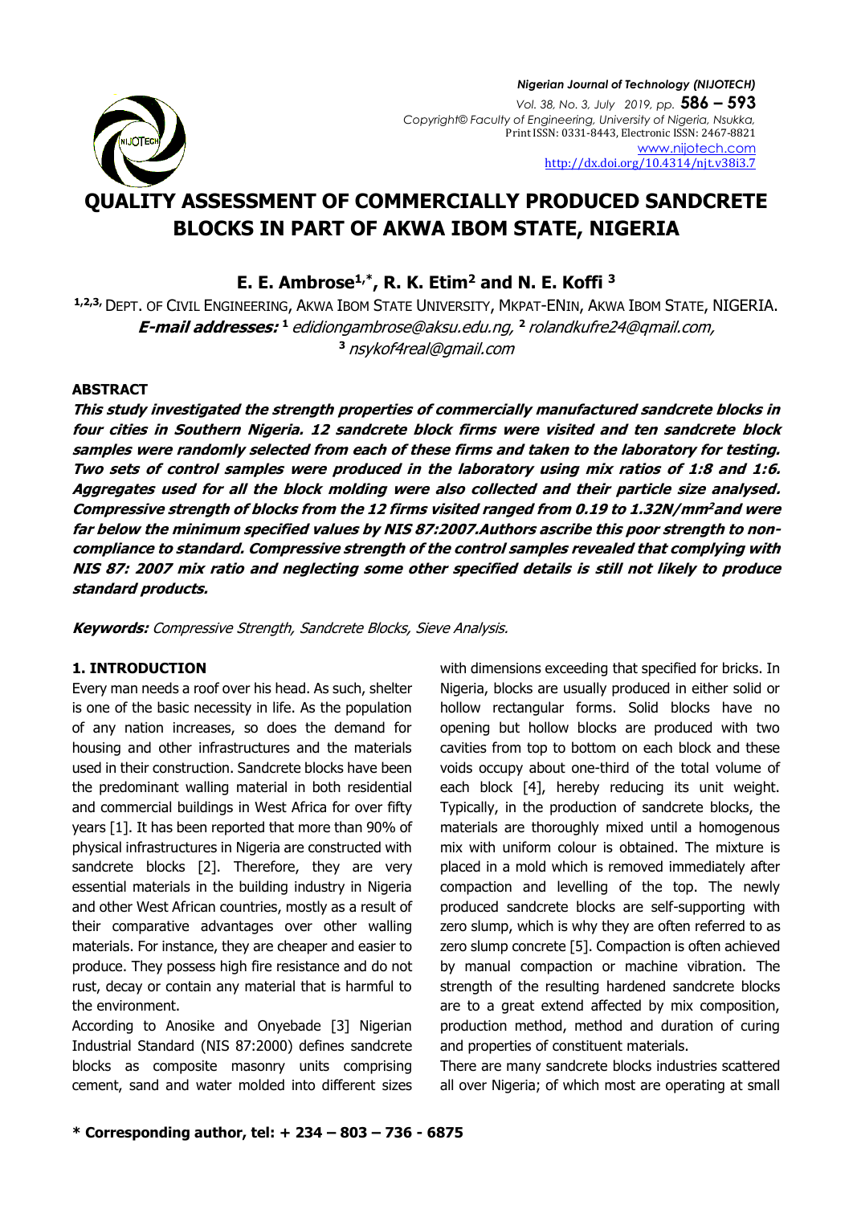# QUALITY ASSESSMENT OF COMMERCIALLY PRODUCED SANDCRETE BLOCKS IN PART OF AKWA IBOM STATE, NIGERIA

**E. E. Ambrose[1,*], R. K. Etim[2] and N. E. Koffi[3]**

[1,2,3] DEPT. OF CIVIL ENGINEERING, AKWA IBOM STATE UNIVERSITY, MKPAT-ENIN, AKWA IBOM STATE, NIGERIA.
***E-mail addresses:*** [1] *edidiongambrose@aksu.edu.ng,* [2] *rolandkufre24@qmail.com,* [3] *nsykof4real@gmail.com*

### ABSTRACT

***This study investigated the strength properties of commercially manufactured sandcrete blocks in four cities in Southern Nigeria. 12 sandcrete block firms were visited and ten sandcrete block samples were randomly selected from each of these firms and taken to the laboratory for testing. Two sets of control samples were produced in the laboratory using mix ratios of 1:8 and 1:6. Aggregates used for all the block molding were also collected and their particle size analysed. Compressive strength of blocks from the 12 firms visited ranged from 0.19 to 1.32N/mm²and were far below the minimum specified values by NIS 87:2007.Authors ascribe this poor strength to non-compliance to standard. Compressive strength of the control samples revealed that complying with NIS 87: 2007 mix ratio and neglecting some other specified details is still not likely to produce standard products.***

***Keywords:*** *Compressive Strength, Sandcrete Blocks, Sieve Analysis.*

### 1. INTRODUCTION

Every man needs a roof over his head. As such, shelter is one of the basic necessity in life. As the population of any nation increases, so does the demand for housing and other infrastructures and the materials used in their construction. Sandcrete blocks have been the predominant walling material in both residential and commercial buildings in West Africa for over fifty years [1]. It has been reported that more than 90% of physical infrastructures in Nigeria are constructed with sandcrete blocks [2]. Therefore, they are very essential materials in the building industry in Nigeria and other West African countries, mostly as a result of their comparative advantages over other walling materials. For instance, they are cheaper and easier to produce. They possess high fire resistance and do not rust, decay or contain any material that is harmful to the environment.

According to Anosike and Onyebade [3] Nigerian Industrial Standard (NIS 87:2000) defines sandcrete blocks as composite masonry units comprising cement, sand and water molded into different sizes with dimensions exceeding that specified for bricks. In Nigeria, blocks are usually produced in either solid or hollow rectangular forms. Solid blocks have no opening but hollow blocks are produced with two cavities from top to bottom on each block and these voids occupy about one-third of the total volume of each block [4], hereby reducing its unit weight. Typically, in the production of sandcrete blocks, the materials are thoroughly mixed until a homogenous mix with uniform colour is obtained. The mixture is placed in a mold which is removed immediately after compaction and levelling of the top. The newly produced sandcrete blocks are self-supporting with zero slump, which is why they are often referred to as zero slump concrete [5]. Compaction is often achieved by manual compaction or machine vibration. The strength of the resulting hardened sandcrete blocks are to a great extend affected by mix composition, production method, method and duration of curing and properties of constituent materials.

There are many sandcrete blocks industries scattered all over Nigeria; of which most are operating at small

**\* Corresponding author, tel: + 234 – 803 – 736 - 6875**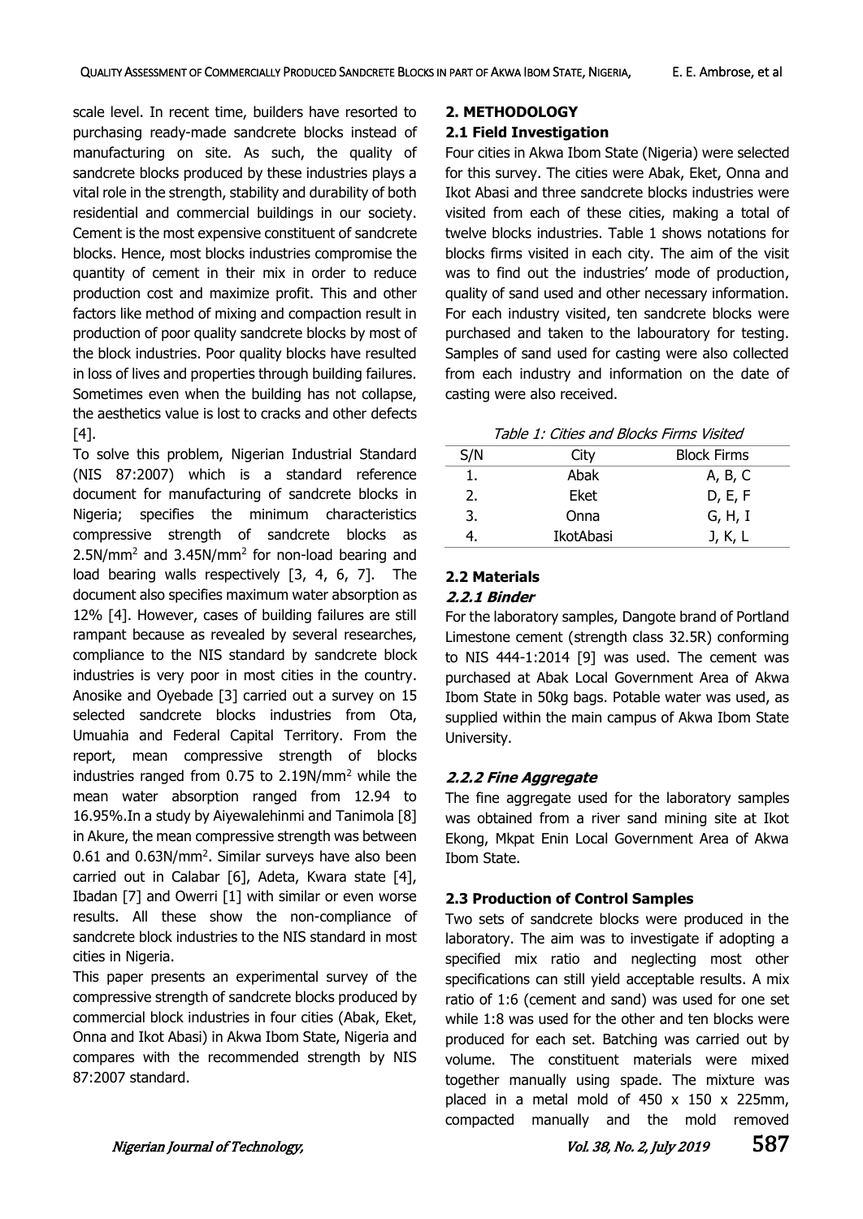scale level. In recent time, builders have resorted to purchasing ready-made sandcrete blocks instead of manufacturing on site. As such, the quality of sandcrete blocks produced by these industries plays a vital role in the strength, stability and durability of both residential and commercial buildings in our society. Cement is the most expensive constituent of sandcrete blocks. Hence, most blocks industries compromise the quantity of cement in their mix in order to reduce production cost and maximize profit. This and other factors like method of mixing and compaction result in production of poor quality sandcrete blocks by most of the block industries. Poor quality blocks have resulted in loss of lives and properties through building failures. Sometimes even when the building has not collapse, the aesthetics value is lost to cracks and other defects [4].

To solve this problem, Nigerian Industrial Standard (NIS 87:2007) which is a standard reference document for manufacturing of sandcrete blocks in Nigeria; specifies the minimum characteristics compressive strength of sandcrete blocks as $2.5N/mm^2$ and $3.45N/mm^2$ for non-load bearing and load bearing walls respectively [3, 4, 6, 7]. The document also specifies maximum water absorption as 12% [4]. However, cases of building failures are still rampant because as revealed by several researches, compliance to the NIS standard by sandcrete block industries is very poor in most cities in the country. Anosike and Oyebade [3] carried out a survey on 15 selected sandcrete blocks industries from Ota, Umuahia and Federal Capital Territory. From the report, mean compressive strength of blocks industries ranged from 0.75 to $2.19N/mm^2$ while the mean water absorption ranged from 12.94 to 16.95%.In a study by Aiyewalehinmi and Tanimola [8] in Akure, the mean compressive strength was between 0.61 and $0.63N/mm^2$. Similar surveys have also been carried out in Calabar [6], Adeta, Kwara state [4], Ibadan [7] and Owerri [1] with similar or even worse results. All these show the non-compliance of sandcrete block industries to the NIS standard in most cities in Nigeria.

This paper presents an experimental survey of the compressive strength of sandcrete blocks produced by commercial block industries in four cities (Abak, Eket, Onna and Ikot Abasi) in Akwa Ibom State, Nigeria and compares with the recommended strength by NIS 87:2007 standard.

## 2. METHODOLOGY

### 2.1 Field Investigation

Four cities in Akwa Ibom State (Nigeria) were selected for this survey. The cities were Abak, Eket, Onna and Ikot Abasi and three sandcrete blocks industries were visited from each of these cities, making a total of twelve blocks industries. Table 1 shows notations for blocks firms visited in each city. The aim of the visit was to find out the industries' mode of production, quality of sand used and other necessary information. For each industry visited, ten sandcrete blocks were purchased and taken to the labouratory for testing. Samples of sand used for casting were also collected from each industry and information on the date of casting were also received.

*Table 1: Cities and Blocks Firms Visited*

| S/N | City | Block Firms |
|---|---|---|
| 1. | Abak | A, B, C |
| 2. | Eket | D, E, F |
| 3. | Onna | G, H, I |
| 4. | IkotAbasi | J, K, L |

### 2.2 Materials

#### *2.2.1 Binder*

For the laboratory samples, Dangote brand of Portland Limestone cement (strength class 32.5R) conforming to NIS 444-1:2014 [9] was used. The cement was purchased at Abak Local Government Area of Akwa Ibom State in 50kg bags. Potable water was used, as supplied within the main campus of Akwa Ibom State University.

#### *2.2.2 Fine Aggregate*

The fine aggregate used for the laboratory samples was obtained from a river sand mining site at Ikot Ekong, Mkpat Enin Local Government Area of Akwa Ibom State.

### 2.3 Production of Control Samples

Two sets of sandcrete blocks were produced in the laboratory. The aim was to investigate if adopting a specified mix ratio and neglecting most other specifications can still yield acceptable results. A mix ratio of 1:6 (cement and sand) was used for one set while 1:8 was used for the other and ten blocks were produced for each set. Batching was carried out by volume. The constituent materials were mixed together manually using spade. The mixture was placed in a metal mold of 450 x 150 x 225mm, compacted manually and the mold removed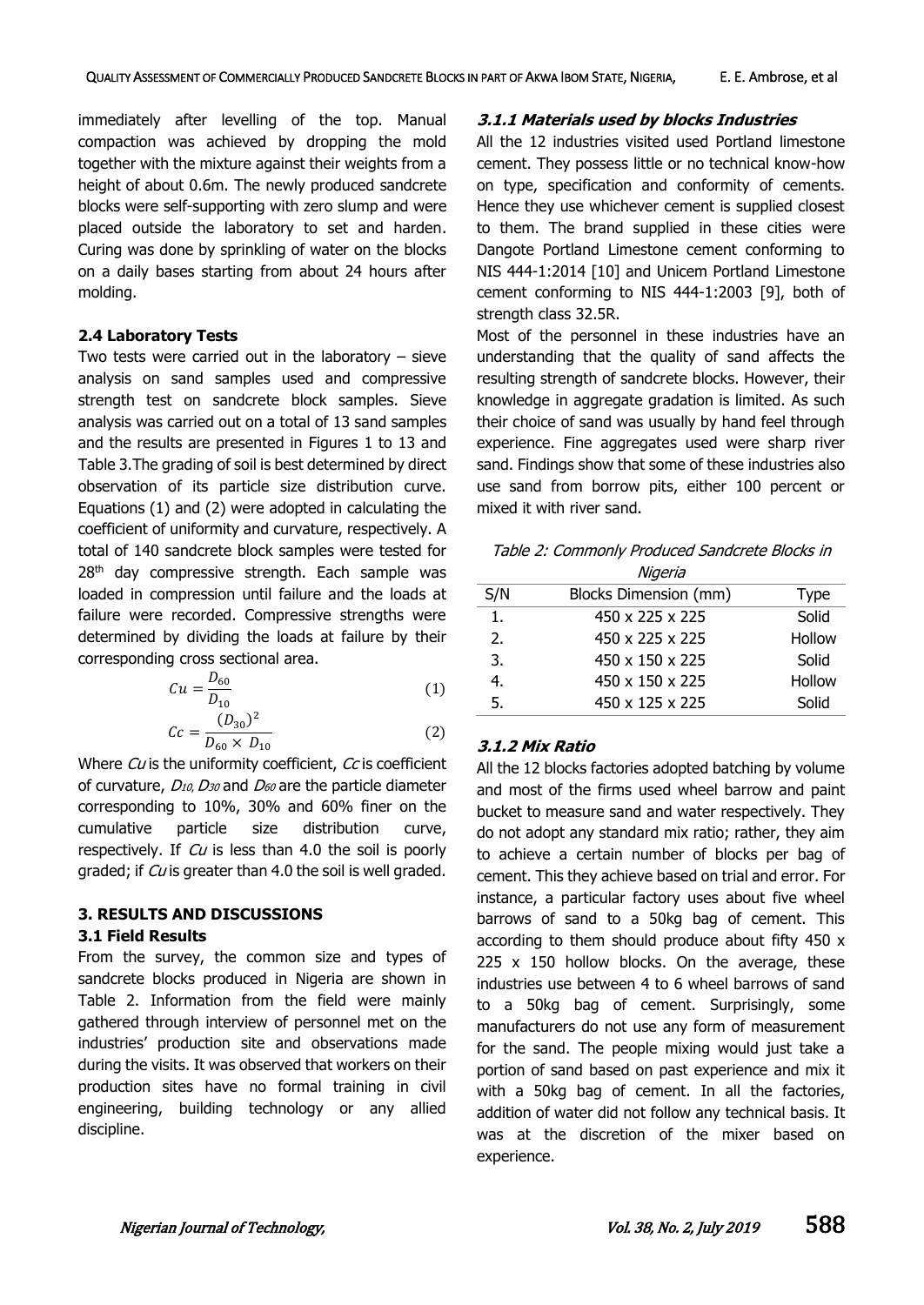immediately after levelling of the top. Manual compaction was achieved by dropping the mold together with the mixture against their weights from a height of about 0.6m. The newly produced sandcrete blocks were self-supporting with zero slump and were placed outside the laboratory to set and harden. Curing was done by sprinkling of water on the blocks on a daily bases starting from about 24 hours after molding.

### 2.4 Laboratory Tests

Two tests were carried out in the laboratory – sieve analysis on sand samples used and compressive strength test on sandcrete block samples. Sieve analysis was carried out on a total of 13 sand samples and the results are presented in Figures 1 to 13 and Table 3.The grading of soil is best determined by direct observation of its particle size distribution curve. Equations (1) and (2) were adopted in calculating the coefficient of uniformity and curvature, respectively. A total of 140 sandcrete block samples were tested for 28th day compressive strength. Each sample was loaded in compression until failure and the loads at failure were recorded. Compressive strengths were determined by dividing the loads at failure by their corresponding cross sectional area.

$$Cu = \frac{D_{60}}{D_{10}} \quad (1)$$

$$Cc = \frac{(D_{30})^2}{D_{60} \times D_{10}} \quad (2)$$

Where $Cu$ is the uniformity coefficient, $Cc$ is coefficient of curvature, $D_{10}$, $D_{30}$ and $D_{60}$ are the particle diameter corresponding to 10%, 30% and 60% finer on the cumulative particle size distribution curve, respectively. If $Cu$ is less than 4.0 the soil is poorly graded; if $Cu$ is greater than 4.0 the soil is well graded.

## 3. RESULTS AND DISCUSSIONS

### 3.1 Field Results

From the survey, the common size and types of sandcrete blocks produced in Nigeria are shown in Table 2. Information from the field were mainly gathered through interview of personnel met on the industries' production site and observations made during the visits. It was observed that workers on their production sites have no formal training in civil engineering, building technology or any allied discipline.

#### *3.1.1 Materials used by blocks Industries*

All the 12 industries visited used Portland limestone cement. They possess little or no technical know-how on type, specification and conformity of cements. Hence they use whichever cement is supplied closest to them. The brand supplied in these cities were Dangote Portland Limestone cement conforming to NIS 444-1:2014 [10] and Unicem Portland Limestone cement conforming to NIS 444-1:2003 [9], both of strength class 32.5R.

Most of the personnel in these industries have an understanding that the quality of sand affects the resulting strength of sandcrete blocks. However, their knowledge in aggregate gradation is limited. As such their choice of sand was usually by hand feel through experience. Fine aggregates used were sharp river sand. Findings show that some of these industries also use sand from borrow pits, either 100 percent or mixed it with river sand.

*Table 2: Commonly Produced Sandcrete Blocks in Nigeria*

| S/N | Blocks Dimension (mm) | Type |
|---|---|---|
| 1. | 450 x 225 x 225 | Solid |
| 2. | 450 x 225 x 225 | Hollow |
| 3. | 450 x 150 x 225 | Solid |
| 4. | 450 x 150 x 225 | Hollow |
| 5. | 450 x 125 x 225 | Solid |

#### *3.1.2 Mix Ratio*

All the 12 blocks factories adopted batching by volume and most of the firms used wheel barrow and paint bucket to measure sand and water respectively. They do not adopt any standard mix ratio; rather, they aim to achieve a certain number of blocks per bag of cement. This they achieve based on trial and error. For instance, a particular factory uses about five wheel barrows of sand to a 50kg bag of cement. This according to them should produce about fifty 450 x 225 x 150 hollow blocks. On the average, these industries use between 4 to 6 wheel barrows of sand to a 50kg bag of cement. Surprisingly, some manufacturers do not use any form of measurement for the sand. The people mixing would just take a portion of sand based on past experience and mix it with a 50kg bag of cement. In all the factories, addition of water did not follow any technical basis. It was at the discretion of the mixer based on experience.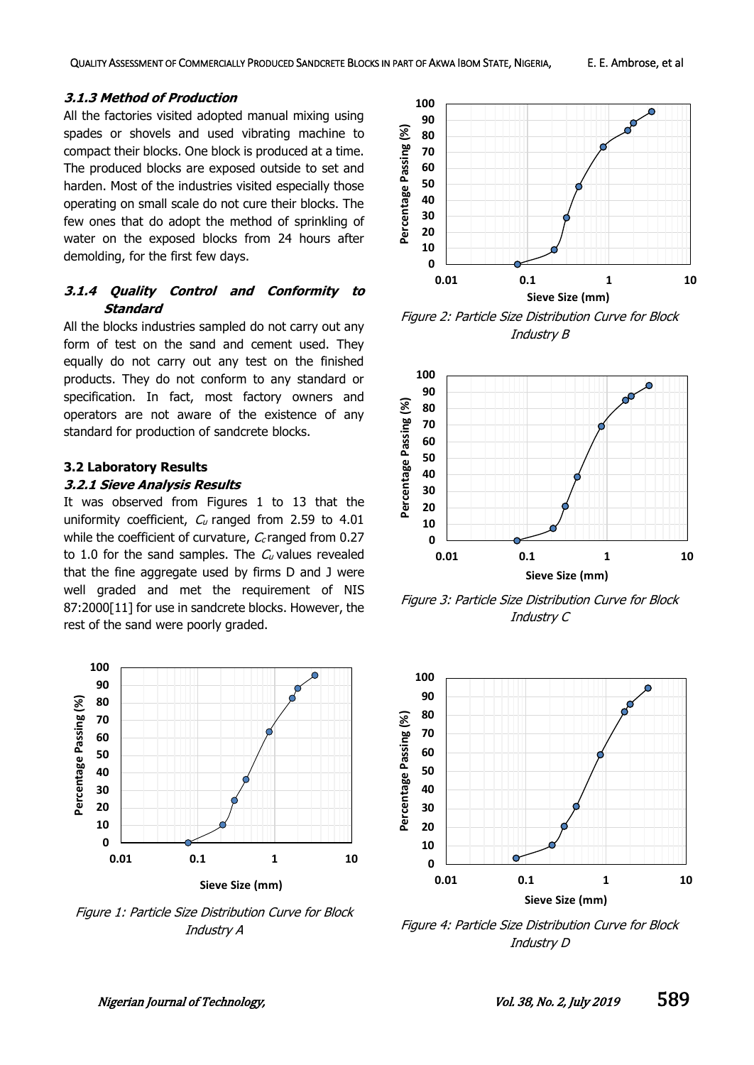### 3.1.3 Method of Production

All the factories visited adopted manual mixing using spades or shovels and used vibrating machine to compact their blocks. One block is produced at a time. The produced blocks are exposed outside to set and harden. Most of the industries visited especially those operating on small scale do not cure their blocks. The few ones that do adopt the method of sprinkling of water on the exposed blocks from 24 hours after demolding, for the first few days.

### 3.1.4 Quality Control and Conformity to Standard

All the blocks industries sampled do not carry out any form of test on the sand and cement used. They equally do not carry out any test on the finished products. They do not conform to any standard or specification. In fact, most factory owners and operators are not aware of the existence of any standard for production of sandcrete blocks.

## 3.2 Laboratory Results

### 3.2.1 Sieve Analysis Results

It was observed from Figures 1 to 13 that the uniformity coefficient, $C_u$ ranged from 2.59 to 4.01 while the coefficient of curvature, $C_c$ ranged from 0.27 to 1.0 for the sand samples. The $C_u$ values revealed that the fine aggregate used by firms D and J were well graded and met the requirement of NIS 87:2000[11] for use in sandcrete blocks. However, the rest of the sand were poorly graded.

*Figure 1: Particle Size Distribution Curve for Block Industry A*

*Figure 2: Particle Size Distribution Curve for Block Industry B*

*Figure 3: Particle Size Distribution Curve for Block Industry C*

*Figure 4: Particle Size Distribution Curve for Block Industry D*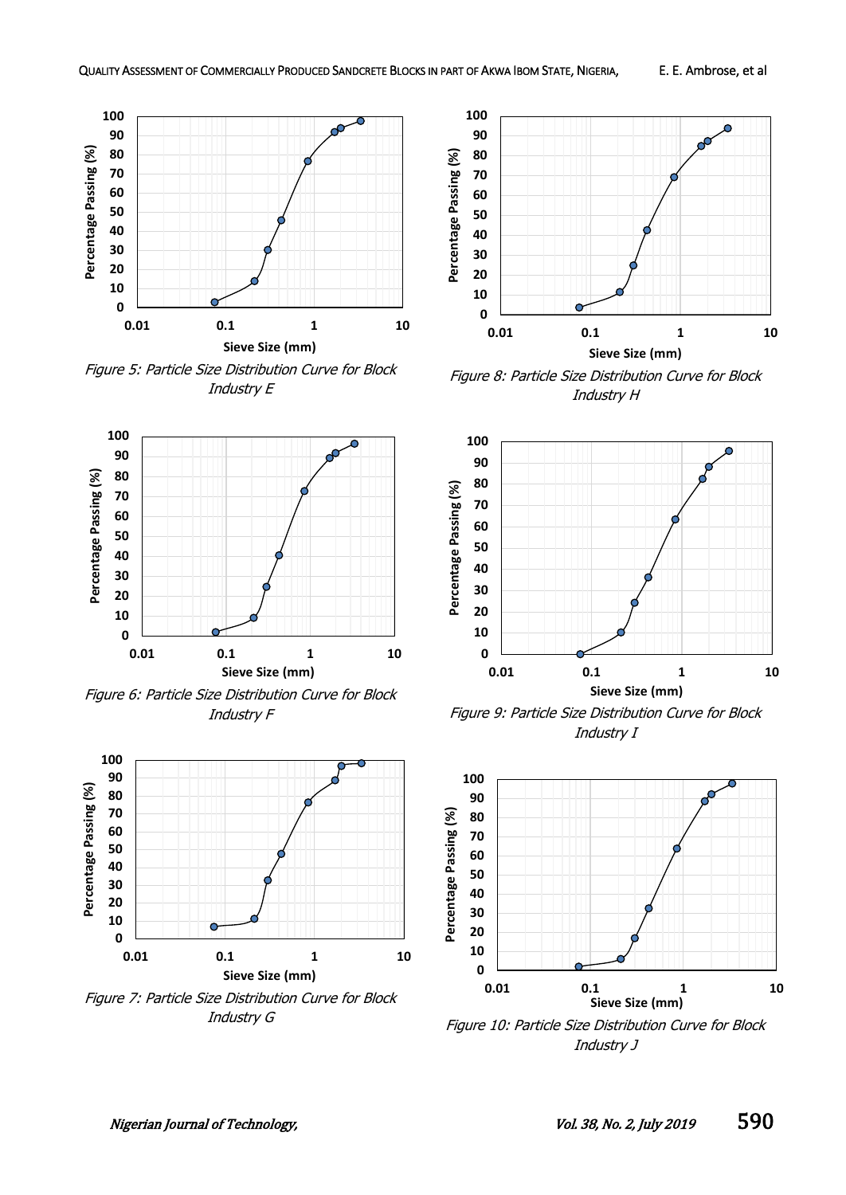Figure 5: Particle Size Distribution Curve for Block Industry E

Figure 6: Particle Size Distribution Curve for Block Industry F

Figure 7: Particle Size Distribution Curve for Block Industry G

Figure 8: Particle Size Distribution Curve for Block Industry H

Figure 9: Particle Size Distribution Curve for Block Industry I

Figure 10: Particle Size Distribution Curve for Block Industry J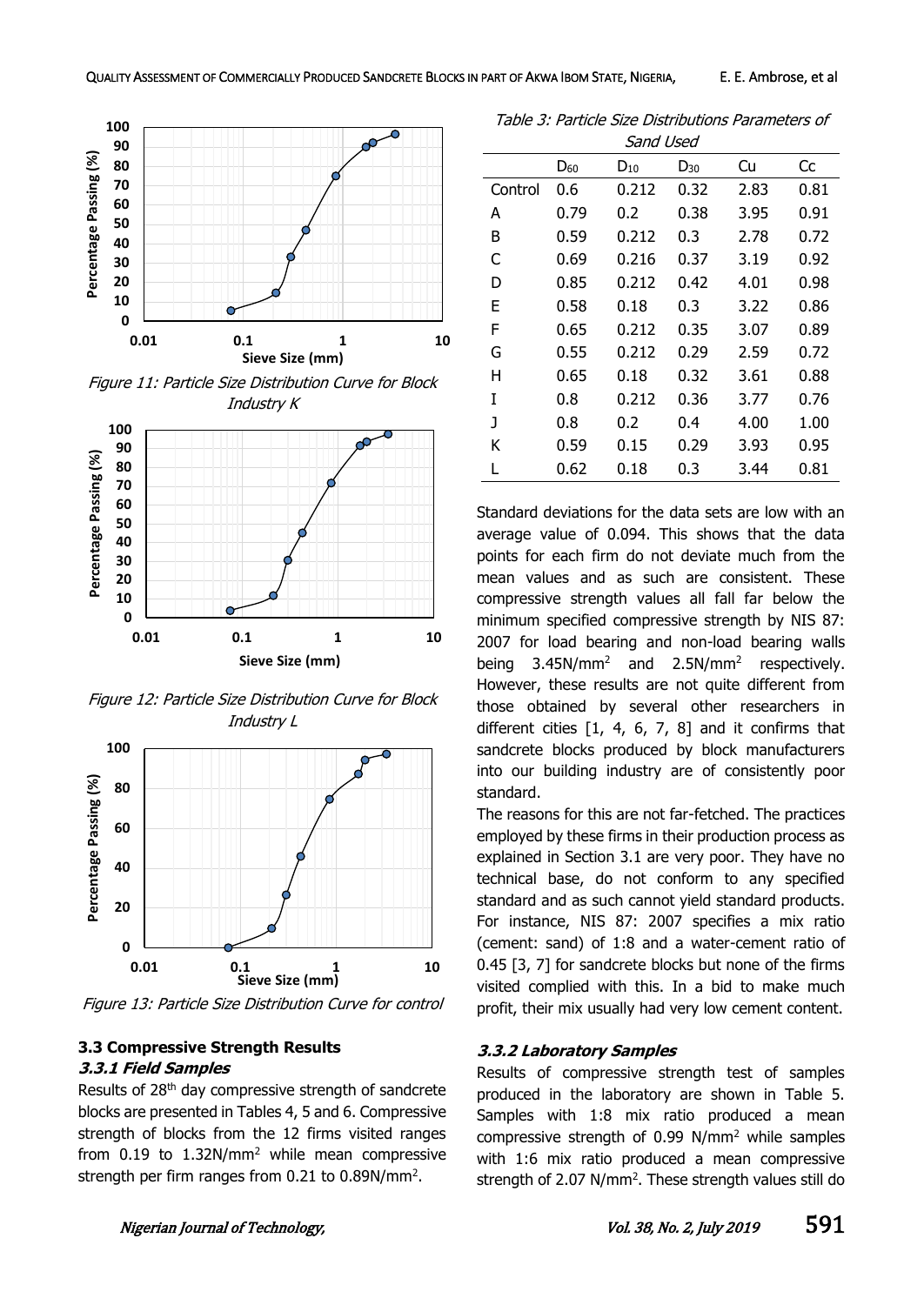Figure 11: Particle Size Distribution Curve for Block Industry K

Figure 12: Particle Size Distribution Curve for Block Industry L

Figure 13: Particle Size Distribution Curve for control

### 3.3 Compressive Strength Results

#### 3.3.1 Field Samples

Results of 28th day compressive strength of sandcrete blocks are presented in Tables 4, 5 and 6. Compressive strength of blocks from the 12 firms visited ranges from 0.19 to 1.32N/mm$^2$ while mean compressive strength per firm ranges from 0.21 to 0.89N/mm$^2$.

*Table 3: Particle Size Distributions Parameters of Sand Used*

| | $D_{60}$ | $D_{10}$ | $D_{30}$ | Cu | Cc |
|---|---|---|---|---|---|
| Control | 0.6 | 0.212 | 0.32 | 2.83 | 0.81 |
| A | 0.79 | 0.2 | 0.38 | 3.95 | 0.91 |
| B | 0.59 | 0.212 | 0.3 | 2.78 | 0.72 |
| C | 0.69 | 0.216 | 0.37 | 3.19 | 0.92 |
| D | 0.85 | 0.212 | 0.42 | 4.01 | 0.98 |
| E | 0.58 | 0.18 | 0.3 | 3.22 | 0.86 |
| F | 0.65 | 0.212 | 0.35 | 3.07 | 0.89 |
| G | 0.55 | 0.212 | 0.29 | 2.59 | 0.72 |
| H | 0.65 | 0.18 | 0.32 | 3.61 | 0.88 |
| I | 0.8 | 0.212 | 0.36 | 3.77 | 0.76 |
| J | 0.8 | 0.2 | 0.4 | 4.00 | 1.00 |
| K | 0.59 | 0.15 | 0.29 | 3.93 | 0.95 |
| L | 0.62 | 0.18 | 0.3 | 3.44 | 0.81 |

Standard deviations for the data sets are low with an average value of 0.094. This shows that the data points for each firm do not deviate much from the mean values and as such are consistent. These compressive strength values all fall far below the minimum specified compressive strength by NIS 87: 2007 for load bearing and non-load bearing walls being 3.45N/mm$^2$ and 2.5N/mm$^2$ respectively. However, these results are not quite different from those obtained by several other researchers in different cities [1, 4, 6, 7, 8] and it confirms that sandcrete blocks produced by block manufacturers into our building industry are of consistently poor standard.

The reasons for this are not far-fetched. The practices employed by these firms in their production process as explained in Section 3.1 are very poor. They have no technical base, do not conform to any specified standard and as such cannot yield standard products. For instance, NIS 87: 2007 specifies a mix ratio (cement: sand) of 1:8 and a water-cement ratio of 0.45 [3, 7] for sandcrete blocks but none of the firms visited complied with this. In a bid to make much profit, their mix usually had very low cement content.

#### 3.3.2 Laboratory Samples

Results of compressive strength test of samples produced in the laboratory are shown in Table 5. Samples with 1:8 mix ratio produced a mean compressive strength of 0.99 N/mm$^2$ while samples with 1:6 mix ratio produced a mean compressive strength of 2.07 N/mm$^2$. These strength values still do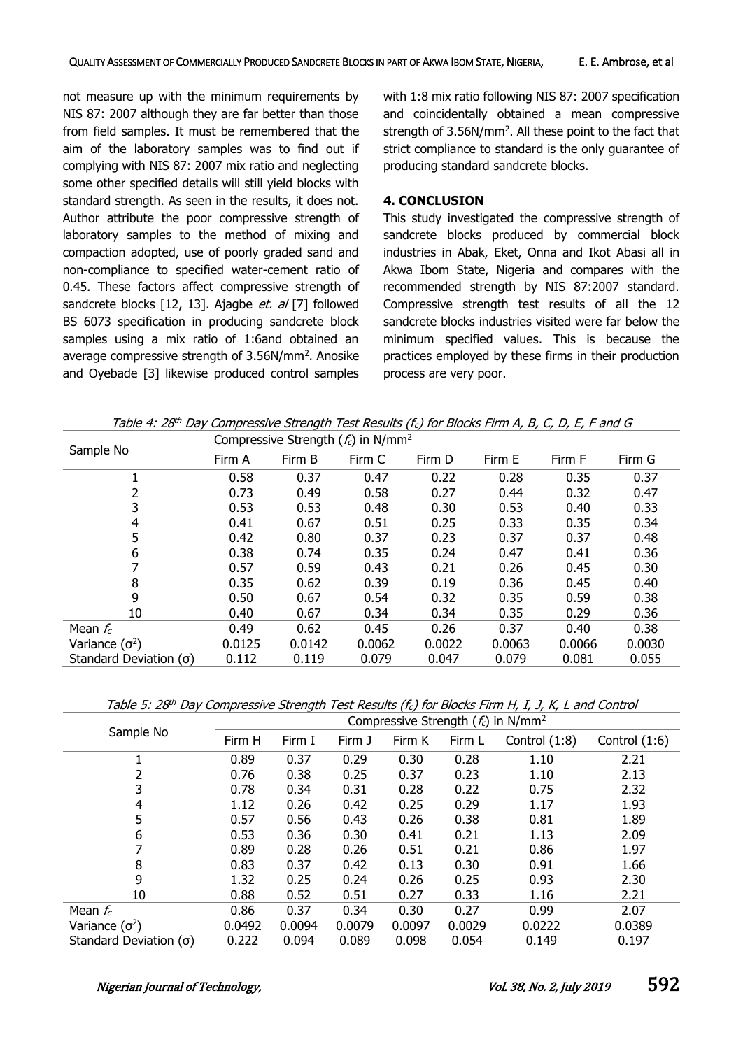not measure up with the minimum requirements by NIS 87: 2007 although they are far better than those from field samples. It must be remembered that the aim of the laboratory samples was to find out if complying with NIS 87: 2007 mix ratio and neglecting some other specified details will still yield blocks with standard strength. As seen in the results, it does not. Author attribute the poor compressive strength of laboratory samples to the method of mixing and compaction adopted, use of poorly graded sand and non-compliance to specified water-cement ratio of 0.45. These factors affect compressive strength of sandcrete blocks [12, 13]. Ajagbe *et. al* [7] followed BS 6073 specification in producing sandcrete block samples using a mix ratio of 1:6and obtained an average compressive strength of 3.56N/mm$^2$. Anosike and Oyebade [3] likewise produced control samples with 1:8 mix ratio following NIS 87: 2007 specification and coincidentally obtained a mean compressive strength of 3.56N/mm$^2$. All these point to the fact that strict compliance to standard is the only guarantee of producing standard sandcrete blocks.

## 4. CONCLUSION

This study investigated the compressive strength of sandcrete blocks produced by commercial block industries in Abak, Eket, Onna and Ikot Abasi all in Akwa Ibom State, Nigeria and compares with the recommended strength by NIS 87:2007 standard. Compressive strength test results of all the 12 sandcrete blocks industries visited were far below the minimum specified values. This is because the practices employed by these firms in their production process are very poor.

*Table 4: 28$^{th}$ Day Compressive Strength Test Results ($f_c$) for Blocks Firm A, B, C, D, E, F and G*

| Sample No | Compressive Strength ($f_c$) in N/mm$^2$ | | | | | | |
|---|---|---|---|---|---|---|---|
| | Firm A | Firm B | Firm C | Firm D | Firm E | Firm F | Firm G |
| 1 | 0.58 | 0.37 | 0.47 | 0.22 | 0.28 | 0.35 | 0.37 |
| 2 | 0.73 | 0.49 | 0.58 | 0.27 | 0.44 | 0.32 | 0.47 |
| 3 | 0.53 | 0.53 | 0.48 | 0.30 | 0.53 | 0.40 | 0.33 |
| 4 | 0.41 | 0.67 | 0.51 | 0.25 | 0.33 | 0.35 | 0.34 |
| 5 | 0.42 | 0.80 | 0.37 | 0.23 | 0.37 | 0.37 | 0.48 |
| 6 | 0.38 | 0.74 | 0.35 | 0.24 | 0.47 | 0.41 | 0.36 |
| 7 | 0.57 | 0.59 | 0.43 | 0.21 | 0.26 | 0.45 | 0.30 |
| 8 | 0.35 | 0.62 | 0.39 | 0.19 | 0.36 | 0.45 | 0.40 |
| 9 | 0.50 | 0.67 | 0.54 | 0.32 | 0.35 | 0.59 | 0.38 |
| 10 | 0.40 | 0.67 | 0.34 | 0.34 | 0.35 | 0.29 | 0.36 |
| Mean $f_c$ | 0.49 | 0.62 | 0.45 | 0.26 | 0.37 | 0.40 | 0.38 |
| Variance ($\sigma^2$) | 0.0125 | 0.0142 | 0.0062 | 0.0022 | 0.0063 | 0.0066 | 0.0030 |
| Standard Deviation ($\sigma$) | 0.112 | 0.119 | 0.079 | 0.047 | 0.079 | 0.081 | 0.055 |

*Table 5: 28$^{th}$ Day Compressive Strength Test Results ($f_c$) for Blocks Firm H, I, J, K, L and Control*

| Sample No | Compressive Strength ($f_c$) in N/mm$^2$ | | | | | | |
|---|---|---|---|---|---|---|---|
| | Firm H | Firm I | Firm J | Firm K | Firm L | Control (1:8) | Control (1:6) |
| 1 | 0.89 | 0.37 | 0.29 | 0.30 | 0.28 | 1.10 | 2.21 |
| 2 | 0.76 | 0.38 | 0.25 | 0.37 | 0.23 | 1.10 | 2.13 |
| 3 | 0.78 | 0.34 | 0.31 | 0.28 | 0.22 | 0.75 | 2.32 |
| 4 | 1.12 | 0.26 | 0.42 | 0.25 | 0.29 | 1.17 | 1.93 |
| 5 | 0.57 | 0.56 | 0.43 | 0.26 | 0.38 | 0.81 | 1.89 |
| 6 | 0.53 | 0.36 | 0.30 | 0.41 | 0.21 | 1.13 | 2.09 |
| 7 | 0.89 | 0.28 | 0.26 | 0.51 | 0.21 | 0.86 | 1.97 |
| 8 | 0.83 | 0.37 | 0.42 | 0.13 | 0.30 | 0.91 | 1.66 |
| 9 | 1.32 | 0.25 | 0.24 | 0.26 | 0.25 | 0.93 | 2.30 |
| 10 | 0.88 | 0.52 | 0.51 | 0.27 | 0.33 | 1.16 | 2.21 |
| Mean $f_c$ | 0.86 | 0.37 | 0.34 | 0.30 | 0.27 | 0.99 | 2.07 |
| Variance ($\sigma^2$) | 0.0492 | 0.0094 | 0.0079 | 0.0097 | 0.0029 | 0.0222 | 0.0389 |
| Standard Deviation ($\sigma$) | 0.222 | 0.094 | 0.089 | 0.098 | 0.054 | 0.149 | 0.197 |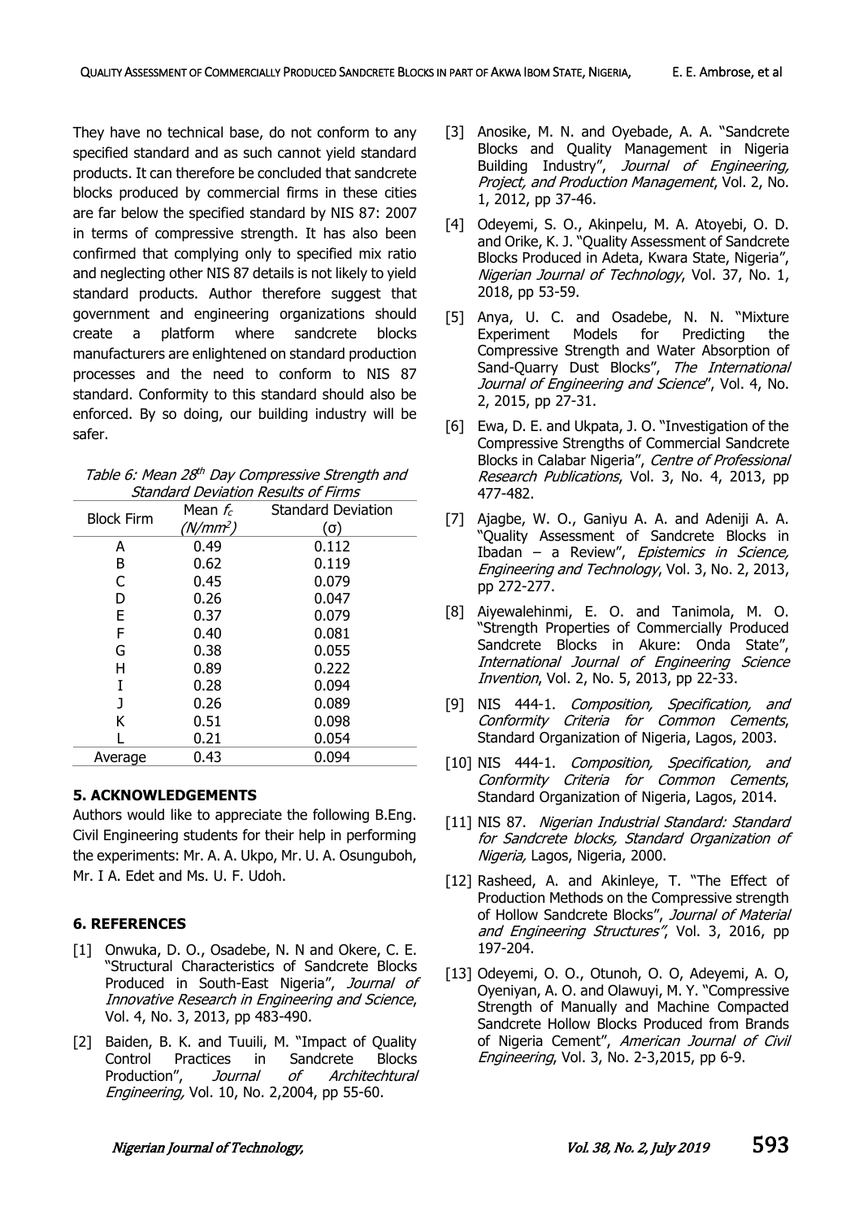They have no technical base, do not conform to any specified standard and as such cannot yield standard products. It can therefore be concluded that sandcrete blocks produced by commercial firms in these cities are far below the specified standard by NIS 87: 2007 in terms of compressive strength. It has also been confirmed that complying only to specified mix ratio and neglecting other NIS 87 details is not likely to yield standard products. Author therefore suggest that government and engineering organizations should create a platform where sandcrete blocks manufacturers are enlightened on standard production processes and the need to conform to NIS 87 standard. Conformity to this standard should also be enforced. By so doing, our building industry will be safer.

*Table 6: Mean 28th Day Compressive Strength and Standard Deviation Results of Firms*

| Block Firm | Mean $f_c$ ($N/mm^2$) | Standard Deviation ($\sigma$) |
|---|---|---|
| A | 0.49 | 0.112 |
| B | 0.62 | 0.119 |
| C | 0.45 | 0.079 |
| D | 0.26 | 0.047 |
| E | 0.37 | 0.079 |
| F | 0.40 | 0.081 |
| G | 0.38 | 0.055 |
| H | 0.89 | 0.222 |
| I | 0.28 | 0.094 |
| J | 0.26 | 0.089 |
| K | 0.51 | 0.098 |
| L | 0.21 | 0.054 |
| Average | 0.43 | 0.094 |

## 5. ACKNOWLEDGEMENTS

Authors would like to appreciate the following B.Eng. Civil Engineering students for their help in performing the experiments: Mr. A. A. Ukpo, Mr. U. A. Osunguboh, Mr. I A. Edet and Ms. U. F. Udoh.

## 6. REFERENCES

[1] Onwuka, D. O., Osadebe, N. N and Okere, C. E. "Structural Characteristics of Sandcrete Blocks Produced in South-East Nigeria", *Journal of Innovative Research in Engineering and Science*, Vol. 4, No. 3, 2013, pp 483-490.

[2] Baiden, B. K. and Tuuili, M. "Impact of Quality Control Practices in Sandcrete Blocks Production", *Journal of Architechtural Engineering,* Vol. 10, No. 2,2004, pp 55-60.

[3] Anosike, M. N. and Oyebade, A. A. "Sandcrete Blocks and Quality Management in Nigeria Building Industry", *Journal of Engineering, Project, and Production Management*, Vol. 2, No. 1, 2012, pp 37-46.

[4] Odeyemi, S. O., Akinpelu, M. A. Atoyebi, O. D. and Orike, K. J. "Quality Assessment of Sandcrete Blocks Produced in Adeta, Kwara State, Nigeria", *Nigerian Journal of Technology*, Vol. 37, No. 1, 2018, pp 53-59.

[5] Anya, U. C. and Osadebe, N. N. "Mixture Experiment Models for Predicting the Compressive Strength and Water Absorption of Sand-Quarry Dust Blocks", *The International Journal of Engineering and Science*", Vol. 4, No. 2, 2015, pp 27-31.

[6] Ewa, D. E. and Ukpata, J. O. "Investigation of the Compressive Strengths of Commercial Sandcrete Blocks in Calabar Nigeria", *Centre of Professional Research Publications*, Vol. 3, No. 4, 2013, pp 477-482.

[7] Ajagbe, W. O., Ganiyu A. A. and Adeniji A. A. "Quality Assessment of Sandcrete Blocks in Ibadan – a Review", *Epistemics in Science, Engineering and Technology*, Vol. 3, No. 2, 2013, pp 272-277.

[8] Aiyewalehinmi, E. O. and Tanimola, M. O. "Strength Properties of Commercially Produced Sandcrete Blocks in Akure: Onda State", *International Journal of Engineering Science Invention*, Vol. 2, No. 5, 2013, pp 22-33.

[9] NIS 444-1. *Composition, Specification, and Conformity Criteria for Common Cements*, Standard Organization of Nigeria, Lagos, 2003.

[10] NIS 444-1. *Composition, Specification, and Conformity Criteria for Common Cements*, Standard Organization of Nigeria, Lagos, 2014.

[11] NIS 87. *Nigerian Industrial Standard: Standard for Sandcrete blocks, Standard Organization of Nigeria,* Lagos, Nigeria, 2000.

[12] Rasheed, A. and Akinleye, T. "The Effect of Production Methods on the Compressive strength of Hollow Sandcrete Blocks", *Journal of Material and Engineering Structures"*, Vol. 3, 2016, pp 197-204.

[13] Odeyemi, O. O., Otunoh, O. O, Adeyemi, A. O, Oyeniyan, A. O. and Olawuyi, M. Y. "Compressive Strength of Manually and Machine Compacted Sandcrete Hollow Blocks Produced from Brands of Nigeria Cement", *American Journal of Civil Engineering*, Vol. 3, No. 2-3,2015, pp 6-9.